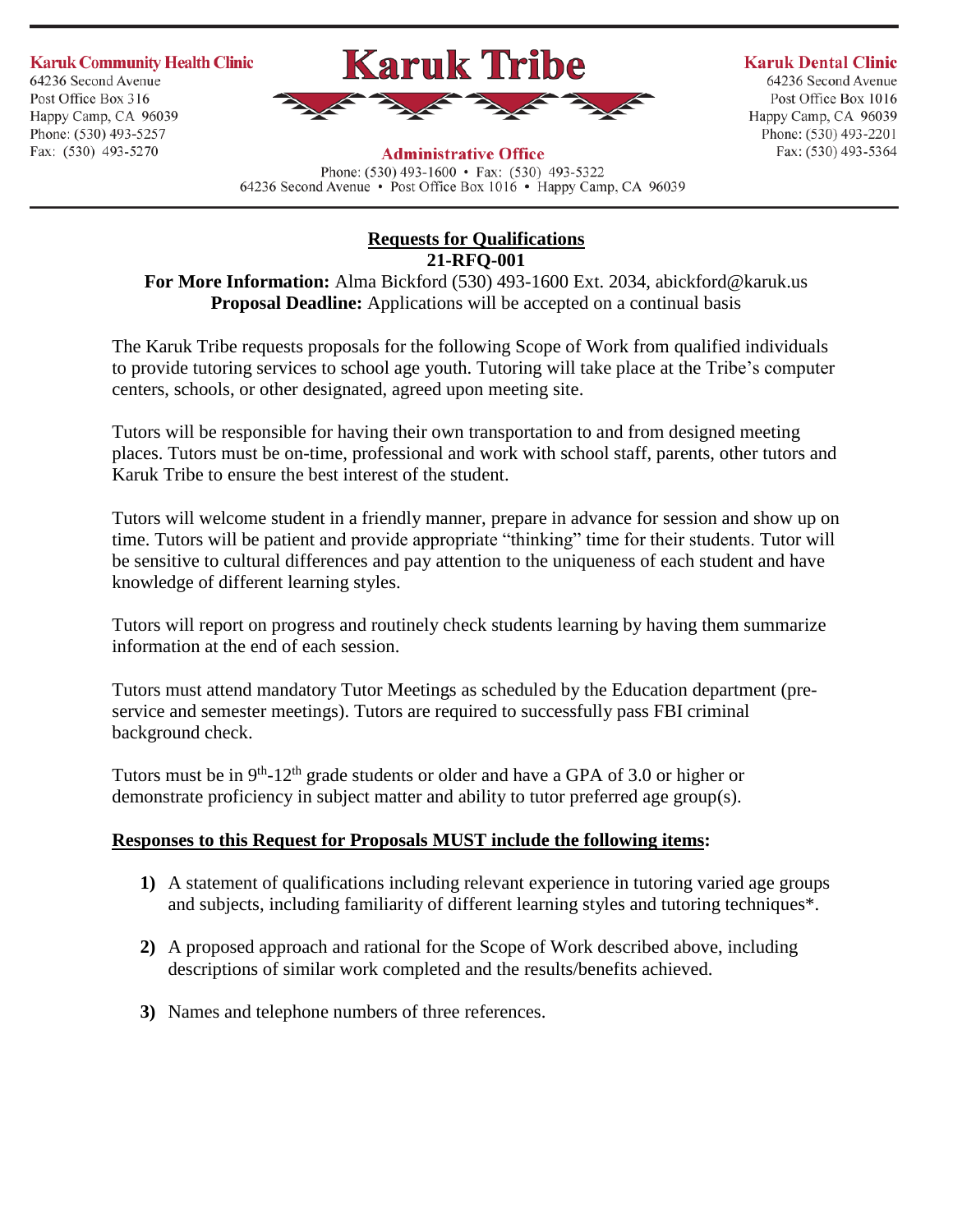**Karuk Community Health Clinic**
64236 Second Avenue
Post Office Box 316
Happy Camp, CA 96039
Phone: (530) 493-5257
Fax: (530) 493-5270

# Karuk Tribe

**Administrative Office**
Phone: (530) 493-1600 • Fax: (530) 493-5322
64236 Second Avenue • Post Office Box 1016 • Happy Camp, CA 96039

**Karuk Dental Clinic**
64236 Second Avenue
Post Office Box 1016
Happy Camp, CA 96039
Phone: (530) 493-2201
Fax: (530) 493-5364

## Requests for Qualifications

**21-RFQ-001**

**For More Information:** Alma Bickford (530) 493-1600 Ext. 2034, abickford@karuk.us
**Proposal Deadline:** Applications will be accepted on a continual basis

The Karuk Tribe requests proposals for the following Scope of Work from qualified individuals to provide tutoring services to school age youth. Tutoring will take place at the Tribe's computer centers, schools, or other designated, agreed upon meeting site.

Tutors will be responsible for having their own transportation to and from designed meeting places. Tutors must be on-time, professional and work with school staff, parents, other tutors and Karuk Tribe to ensure the best interest of the student.

Tutors will welcome student in a friendly manner, prepare in advance for session and show up on time. Tutors will be patient and provide appropriate "thinking" time for their students. Tutor will be sensitive to cultural differences and pay attention to the uniqueness of each student and have knowledge of different learning styles.

Tutors will report on progress and routinely check students learning by having them summarize information at the end of each session.

Tutors must attend mandatory Tutor Meetings as scheduled by the Education department (pre-service and semester meetings). Tutors are required to successfully pass FBI criminal background check.

Tutors must be in 9th-12th grade students or older and have a GPA of 3.0 or higher or demonstrate proficiency in subject matter and ability to tutor preferred age group(s).

**Responses to this Request for Proposals MUST include the following items:**

1) A statement of qualifications including relevant experience in tutoring varied age groups and subjects, including familiarity of different learning styles and tutoring techniques*.
2) A proposed approach and rational for the Scope of Work described above, including descriptions of similar work completed and the results/benefits achieved.
3) Names and telephone numbers of three references.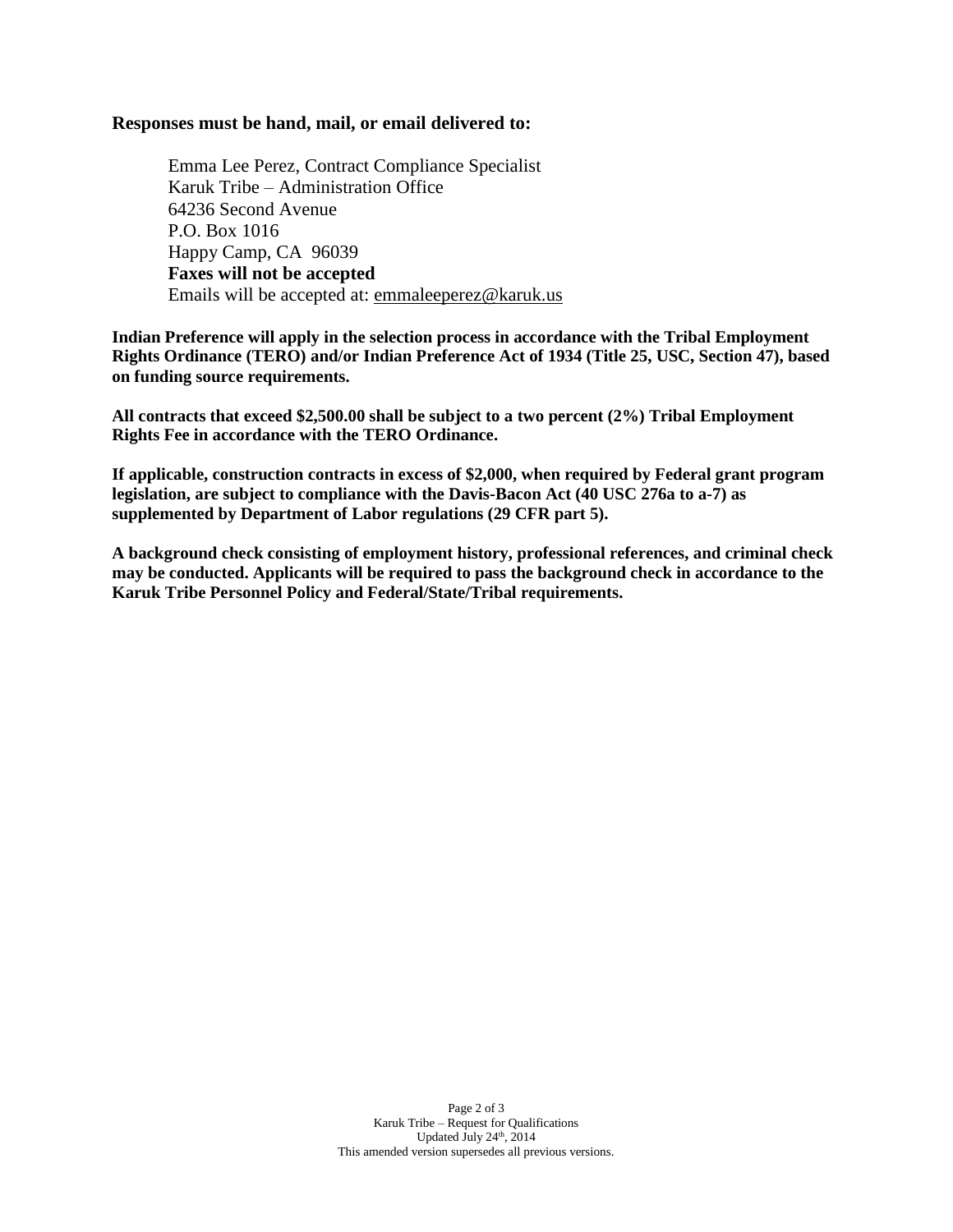**Responses must be hand, mail, or email delivered to:**

Emma Lee Perez, Contract Compliance Specialist  
Karuk Tribe – Administration Office  
64236 Second Avenue  
P.O. Box 1016  
Happy Camp, CA 96039  
**Faxes will not be accepted**  
Emails will be accepted at: emmaleeperez@karuk.us

**Indian Preference will apply in the selection process in accordance with the Tribal Employment Rights Ordinance (TERO) and/or Indian Preference Act of 1934 (Title 25, USC, Section 47), based on funding source requirements.**

**All contracts that exceed $2,500.00 shall be subject to a two percent (2%) Tribal Employment Rights Fee in accordance with the TERO Ordinance.**

**If applicable, construction contracts in excess of $2,000, when required by Federal grant program legislation, are subject to compliance with the Davis-Bacon Act (40 USC 276a to a-7) as supplemented by Department of Labor regulations (29 CFR part 5).**

**A background check consisting of employment history, professional references, and criminal check may be conducted. Applicants will be required to pass the background check in accordance to the Karuk Tribe Personnel Policy and Federal/State/Tribal requirements.**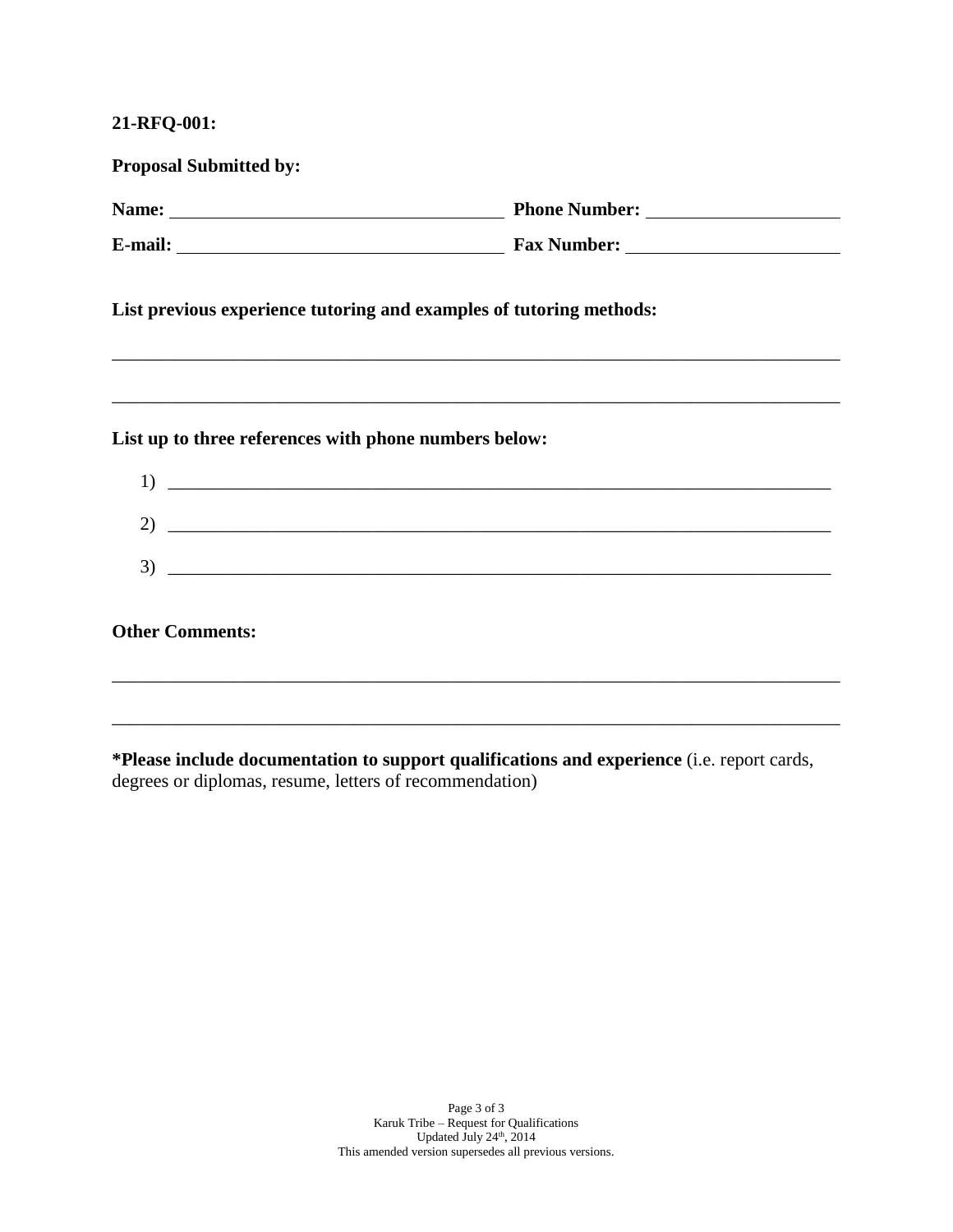**21-RFQ-001:**

**Proposal Submitted by:**

**Name:** ____________________________________ **Phone Number:** ____________________

**E-mail:** ___________________________________ **Fax Number:** ______________________

**List previous experience tutoring and examples of tutoring methods:**

_______________________________________________________________________________

_______________________________________________________________________________

**List up to three references with phone numbers below:**

1) _________________________________________________________________________

2) _________________________________________________________________________

3) _________________________________________________________________________

**Other Comments:**

_______________________________________________________________________________

_______________________________________________________________________________

***Please include documentation to support qualifications and experience** (i.e. report cards, degrees or diplomas, resume, letters of recommendation)